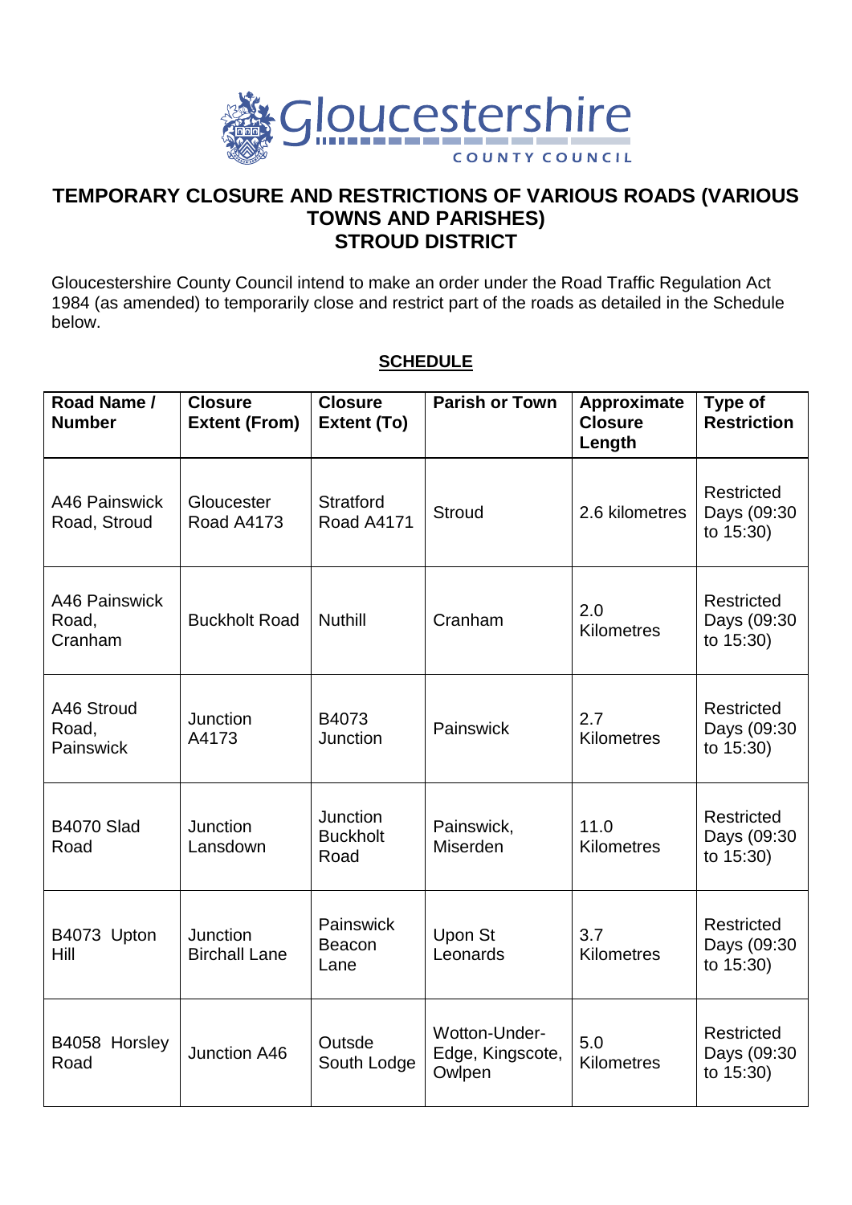# TEMPORARY CLOSURE AND RESTRICTIONS OF VARIOUS ROADS (VARIOUS TOWNS AND PARISHES)
# STROUD DISTRICT

Gloucestershire County Council intend to make an order under the Road Traffic Regulation Act 1984 (as amended) to temporarily close and restrict part of the roads as detailed in the Schedule below.

## SCHEDULE

| Road Name / Number | Closure Extent (From) | Closure Extent (To) | Parish or Town | Approximate Closure Length | Type of Restriction |
|---|---|---|---|---|---|
| A46 Painswick Road, Stroud | Gloucester Road A4173 | Stratford Road A4171 | Stroud | 2.6 kilometres | Restricted Days (09:30 to 15:30) |
| A46 Painswick Road, Cranham | Buckholt Road | Nuthill | Cranham | 2.0 Kilometres | Restricted Days (09:30 to 15:30) |
| A46 Stroud Road, Painswick | Junction A4173 | B4073 Junction | Painswick | 2.7 Kilometres | Restricted Days (09:30 to 15:30) |
| B4070 Slad Road | Junction Lansdown | Junction Buckholt Road | Painswick, Miserden | 11.0 Kilometres | Restricted Days (09:30 to 15:30) |
| B4073 Upton Hill | Junction Birchall Lane | Painswick Beacon Lane | Upon St Leonards | 3.7 Kilometres | Restricted Days (09:30 to 15:30) |
| B4058 Horsley Road | Junction A46 | Outsde South Lodge | Wotton-Under-Edge, Kingscote, Owlpen | 5.0 Kilometres | Restricted Days (09:30 to 15:30) |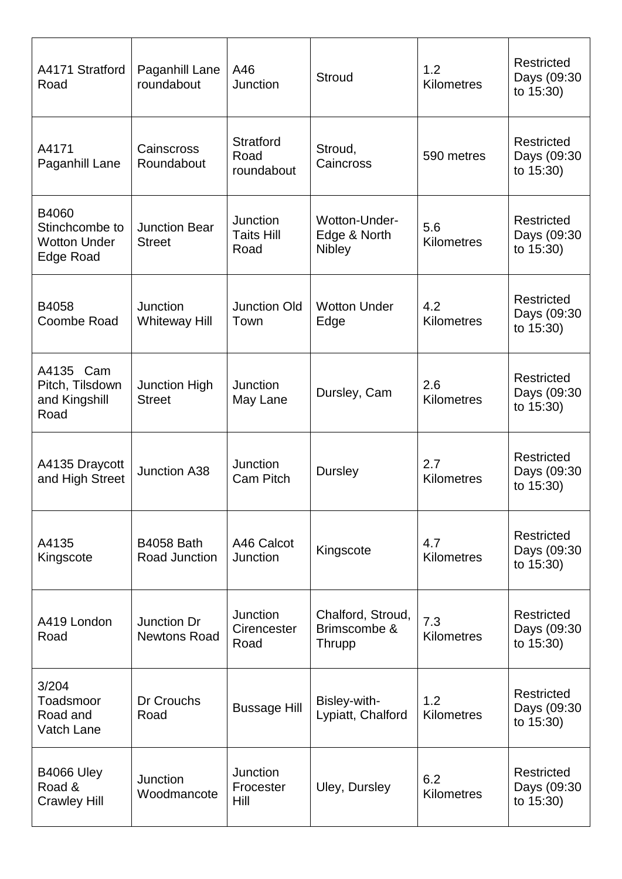| | | | | | |
|---|---|---|---|---|---|
| A4171 Stratford Road | Paganhill Lane roundabout | A46 Junction | Stroud | 1.2 Kilometres | Restricted Days (09:30 to 15:30) |
| A4171 Paganhill Lane | Cainscross Roundabout | Stratford Road roundabout | Stroud, Caincross | 590 metres | Restricted Days (09:30 to 15:30) |
| B4060 Stinchcombe to Wotton Under Edge Road | Junction Bear Street | Junction Taits Hill Road | Wotton-Under-Edge & North Nibley | 5.6 Kilometres | Restricted Days (09:30 to 15:30) |
| B4058 Coombe Road | Junction Whiteway Hill | Junction Old Town | Wotton Under Edge | 4.2 Kilometres | Restricted Days (09:30 to 15:30) |
| A4135 Cam Pitch, Tilsdown and Kingshill Road | Junction High Street | Junction May Lane | Dursley, Cam | 2.6 Kilometres | Restricted Days (09:30 to 15:30) |
| A4135 Draycott and High Street | Junction A38 | Junction Cam Pitch | Dursley | 2.7 Kilometres | Restricted Days (09:30 to 15:30) |
| A4135 Kingscote | B4058 Bath Road Junction | A46 Calcot Junction | Kingscote | 4.7 Kilometres | Restricted Days (09:30 to 15:30) |
| A419 London Road | Junction Dr Newtons Road | Junction Cirencester Road | Chalford, Stroud, Brimscombe & Thrupp | 7.3 Kilometres | Restricted Days (09:30 to 15:30) |
| 3/204 Toadsmoor Road and Vatch Lane | Dr Crouchs Road | Bussage Hill | Bisley-with-Lypiatt, Chalford | 1.2 Kilometres | Restricted Days (09:30 to 15:30) |
| B4066 Uley Road & Crawley Hill | Junction Woodmancote | Junction Frocester Hill | Uley, Dursley | 6.2 Kilometres | Restricted Days (09:30 to 15:30) |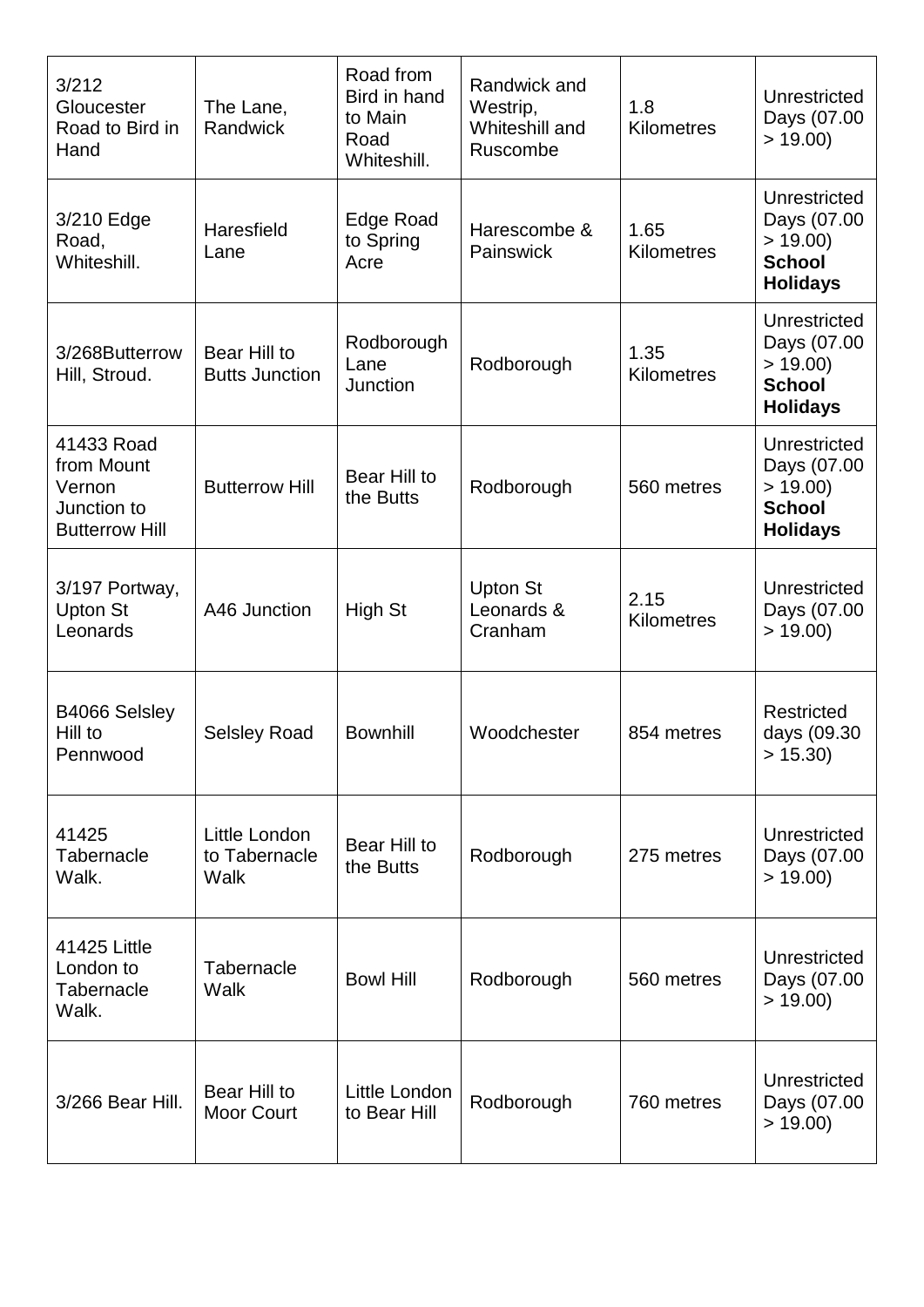| 3/212 Gloucester Road to Bird in Hand | The Lane, Randwick | Road from Bird in hand to Main Road Whiteshill. | Randwick and Westrip, Whiteshill and Ruscombe | 1.8 Kilometres | Unrestricted Days (07.00 > 19.00) |
|---|---|---|---|---|---|
| 3/210 Edge Road, Whiteshill. | Haresfield Lane | Edge Road to Spring Acre | Harescombe & Painswick | 1.65 Kilometres | Unrestricted Days (07.00 > 19.00) **School Holidays** |
| 3/268Butterrow Hill, Stroud. | Bear Hill to Butts Junction | Rodborough Lane Junction | Rodborough | 1.35 Kilometres | Unrestricted Days (07.00 > 19.00) **School Holidays** |
| 41433 Road from Mount Vernon Junction to Butterrow Hill | Butterrow Hill | Bear Hill to the Butts | Rodborough | 560 metres | Unrestricted Days (07.00 > 19.00) **School Holidays** |
| 3/197 Portway, Upton St Leonards | A46 Junction | High St | Upton St Leonards & Cranham | 2.15 Kilometres | Unrestricted Days (07.00 > 19.00) |
| B4066 Selsley Hill to Pennwood | Selsley Road | Bownhill | Woodchester | 854 metres | Restricted days (09.30 > 15.30) |
| 41425 Tabernacle Walk. | Little London to Tabernacle Walk | Bear Hill to the Butts | Rodborough | 275 metres | Unrestricted Days (07.00 > 19.00) |
| 41425 Little London to Tabernacle Walk. | Tabernacle Walk | Bowl Hill | Rodborough | 560 metres | Unrestricted Days (07.00 > 19.00) |
| 3/266 Bear Hill. | Bear Hill to Moor Court | Little London to Bear Hill | Rodborough | 760 metres | Unrestricted Days (07.00 > 19.00) |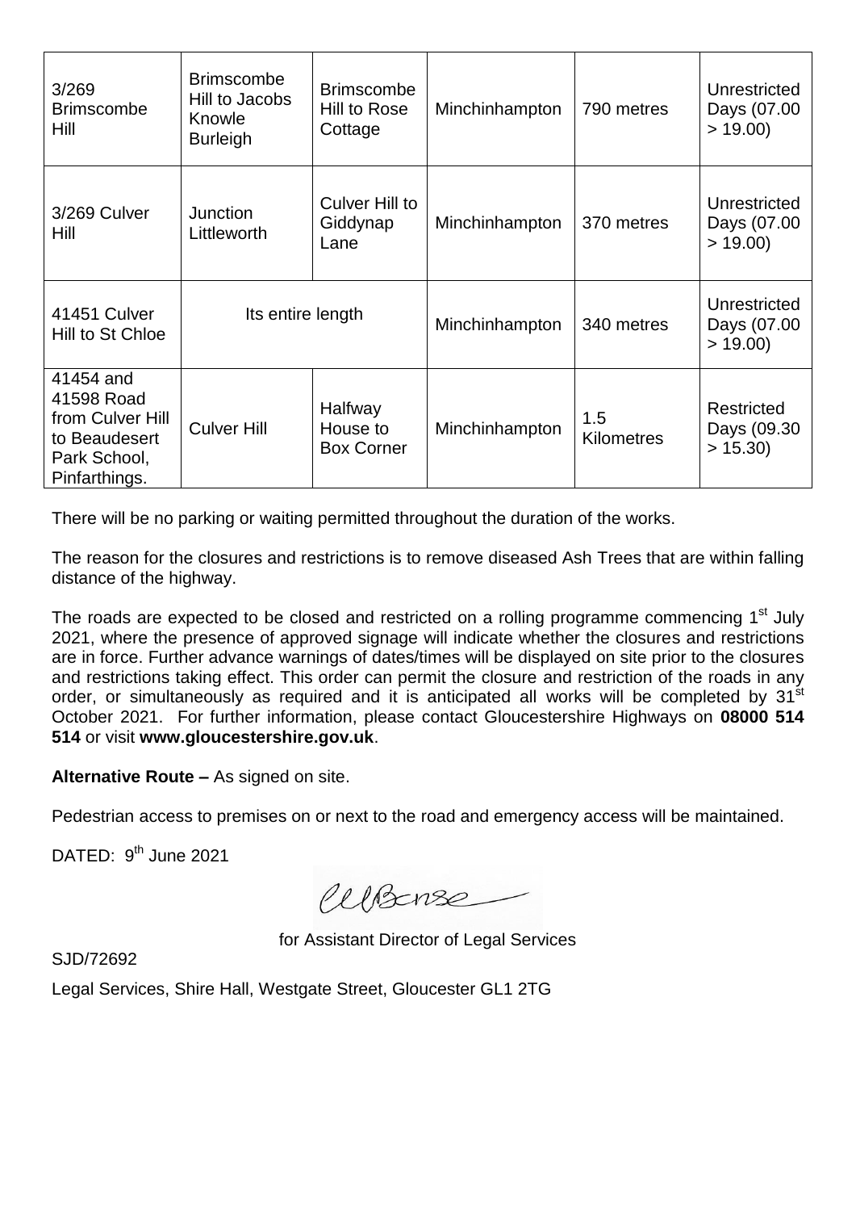| | | | | | |
|---|---|---|---|---|---|
| 3/269 Brimscombe Hill | Brimscombe Hill to Jacobs Knowle Burleigh | Brimscombe Hill to Rose Cottage | Minchinhampton | 790 metres | Unrestricted Days (07.00 > 19.00) |
| 3/269 Culver Hill | Junction Littleworth | Culver Hill to Giddynap Lane | Minchinhampton | 370 metres | Unrestricted Days (07.00 > 19.00) |
| 41451 Culver Hill to St Chloe | Its entire length | | Minchinhampton | 340 metres | Unrestricted Days (07.00 > 19.00) |
| 41454 and 41598 Road from Culver Hill to Beaudesert Park School, Pinfarthings. | Culver Hill | Halfway House to Box Corner | Minchinhampton | 1.5 Kilometres | Restricted Days (09.30 > 15.30) |

There will be no parking or waiting permitted throughout the duration of the works.

The reason for the closures and restrictions is to remove diseased Ash Trees that are within falling distance of the highway.

The roads are expected to be closed and restricted on a rolling programme commencing 1st July 2021, where the presence of approved signage will indicate whether the closures and restrictions are in force. Further advance warnings of dates/times will be displayed on site prior to the closures and restrictions taking effect. This order can permit the closure and restriction of the roads in any order, or simultaneously as required and it is anticipated all works will be completed by 31st October 2021. For further information, please contact Gloucestershire Highways on **08000 514 514** or visit **www.gloucestershire.gov.uk**.

**Alternative Route –** As signed on site.

Pedestrian access to premises on or next to the road and emergency access will be maintained.

DATED: 9th June 2021

for Assistant Director of Legal Services

SJD/72692

Legal Services, Shire Hall, Westgate Street, Gloucester GL1 2TG